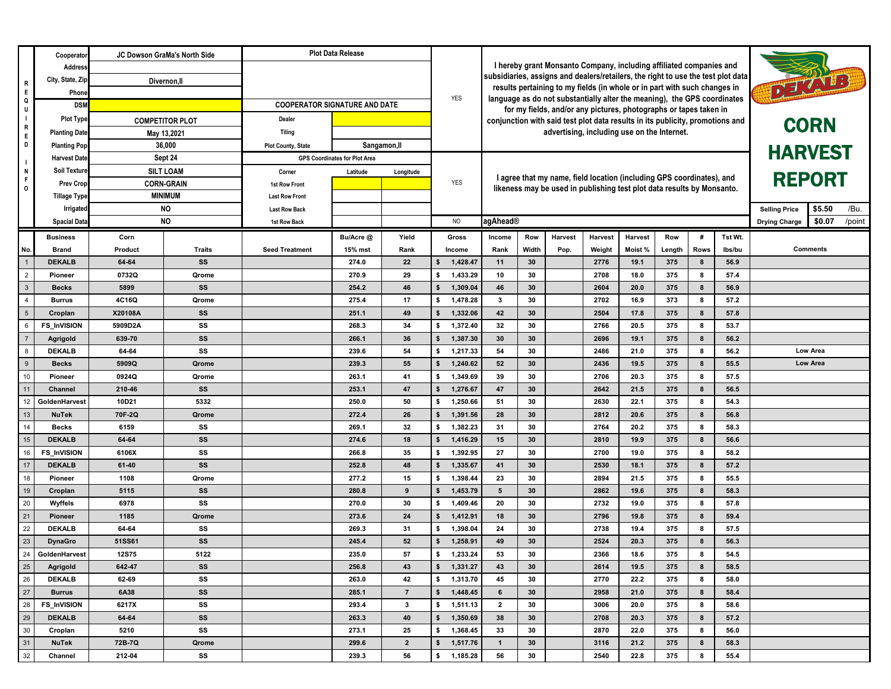# DEKALB CORN HARVEST REPORT

| REQUIRED INFO | |
|---|---|
| Cooperator | JC Dowson GraMa's North Side |
| Address | |
| City, State, Zip | Divernon,Il |
| Phone | |
| DSM | |
| Plot Type | COMPETITOR PLOT |
| Planting Date | May 13,2021 |
| Planting Pop | 36,000 |
| Harvest Date | Sept 24 |
| Soil Texture | SILT LOAM |
| Prev Crop | CORN-GRAIN |
| Tillage Type | MINIMUM |
| Irrigated | NO |
| Spacial Data | NO |

**Plot Data Release**

COOPERATOR SIGNATURE AND DATE

| | |
|---|---|
| Dealer | |
| Tiling | |
| Plot County, State | Sangamon,Il |

**GPS Coordinates for Plot Area**

| Corner | Latitude | Longitude |
|---|---|---|
| 1st Row Front | | |
| Last Row Front | | |
| Last Row Back | | |
| 1st Row Back | | |

YES — I hereby grant Monsanto Company, including affiliated companies and subsidiaries, assigns and dealers/retailers, the right to use the test plot data results pertaining to my fields (in whole or in part with such changes in language as do not substantially alter the meaning), the GPS coordinates for my fields, and/or any pictures, photographs or tapes taken in conjunction with said test plot data results in its publicity, promotions and advertising, including use on the Internet.

YES — I agree that my name, field location (including GPS coordinates), and likeness may be used in publishing test plot data results by Monsanto.

NO — agAhead®

| Selling Price | $5.50 | /Bu. |
|---|---|---|
| Drying Charge | $0.07 | /point |

| No. | Business Brand | Corn Product | Traits | Seed Treatment | Bu/Acre @ 15% mst | Yield Rank | Gross Income | Income Rank | Row Width | Harvest Pop. | Harvest Weight | Harvest Moist % | Row Length | # Rows | Tst Wt. lbs/bu | Comments |
|---|---|---|---|---|---|---|---|---|---|---|---|---|---|---|---|---|
| 1 | DEKALB | 64-64 | SS | | 274.0 | 22 | $ 1,428.47 | 11 | 30 | | 2776 | 19.1 | 375 | 8 | 56.9 | |
| 2 | Pioneer | 0732Q | Qrome | | 270.9 | 29 | $ 1,433.29 | 10 | 30 | | 2708 | 18.0 | 375 | 8 | 57.4 | |
| 3 | Becks | 5899 | SS | | 254.2 | 46 | $ 1,309.04 | 46 | 30 | | 2604 | 20.0 | 375 | 8 | 56.9 | |
| 4 | Burrus | 4C16Q | Qrome | | 275.4 | 17 | $ 1,478.28 | 3 | 30 | | 2702 | 16.9 | 373 | 8 | 57.2 | |
| 5 | Croplan | X20108A | SS | | 251.1 | 49 | $ 1,332.06 | 42 | 30 | | 2504 | 17.8 | 375 | 8 | 57.8 | |
| 6 | FS_InVISION | 5909D2A | SS | | 268.3 | 34 | $ 1,372.40 | 32 | 30 | | 2766 | 20.5 | 375 | 8 | 53.7 | |
| 7 | Agrigold | 639-70 | SS | | 266.1 | 36 | $ 1,387.30 | 30 | 30 | | 2696 | 19.1 | 375 | 8 | 56.2 | |
| 8 | DEKALB | 64-64 | SS | | 239.6 | 54 | $ 1,217.33 | 54 | 30 | | 2486 | 21.0 | 375 | 8 | 56.2 | Low Area |
| 9 | Becks | 5909Q | Qrome | | 239.3 | 55 | $ 1,240.62 | 52 | 30 | | 2436 | 19.5 | 375 | 8 | 55.5 | Low Area |
| 10 | Pioneer | 0924Q | Qrome | | 263.1 | 41 | $ 1,349.69 | 39 | 30 | | 2706 | 20.3 | 375 | 8 | 57.5 | |
| 11 | Channel | 210-46 | SS | | 253.1 | 47 | $ 1,276.67 | 47 | 30 | | 2642 | 21.5 | 375 | 8 | 56.5 | |
| 12 | GoldenHarvest | 10D21 | 5332 | | 250.0 | 50 | $ 1,250.66 | 51 | 30 | | 2630 | 22.1 | 375 | 8 | 54.3 | |
| 13 | NuTek | 70F-2Q | Qrome | | 272.4 | 26 | $ 1,391.56 | 28 | 30 | | 2812 | 20.6 | 375 | 8 | 56.8 | |
| 14 | Becks | 6159 | SS | | 269.1 | 32 | $ 1,382.23 | 31 | 30 | | 2764 | 20.2 | 375 | 8 | 58.3 | |
| 15 | DEKALB | 64-64 | SS | | 274.6 | 18 | $ 1,416.29 | 15 | 30 | | 2810 | 19.9 | 375 | 8 | 56.6 | |
| 16 | FS_InVISION | 6106X | SS | | 266.8 | 35 | $ 1,392.95 | 27 | 30 | | 2700 | 19.0 | 375 | 8 | 58.2 | |
| 17 | DEKALB | 61-40 | SS | | 252.8 | 48 | $ 1,335.67 | 41 | 30 | | 2530 | 18.1 | 375 | 8 | 57.2 | |
| 18 | Pioneer | 1108 | Qrome | | 277.2 | 15 | $ 1,398.44 | 23 | 30 | | 2894 | 21.5 | 375 | 8 | 55.5 | |
| 19 | Croplan | 5115 | SS | | 280.8 | 9 | $ 1,453.79 | 5 | 30 | | 2862 | 19.6 | 375 | 8 | 58.3 | |
| 20 | Wyffels | 6978 | SS | | 270.0 | 30 | $ 1,409.46 | 20 | 30 | | 2732 | 19.0 | 375 | 8 | 57.8 | |
| 21 | Pioneer | 1185 | Qrome | | 273.6 | 24 | $ 1,412.91 | 18 | 30 | | 2796 | 19.8 | 375 | 8 | 59.4 | |
| 22 | DEKALB | 64-64 | SS | | 269.3 | 31 | $ 1,398.04 | 24 | 30 | | 2738 | 19.4 | 375 | 8 | 57.5 | |
| 23 | DynaGro | 51SS61 | SS | | 245.4 | 52 | $ 1,258.91 | 49 | 30 | | 2524 | 20.3 | 375 | 8 | 56.3 | |
| 24 | GoldenHarvest | 12S75 | 5122 | | 235.0 | 57 | $ 1,233.24 | 53 | 30 | | 2366 | 18.6 | 375 | 8 | 54.5 | |
| 25 | Agrigold | 642-47 | SS | | 256.8 | 43 | $ 1,331.27 | 43 | 30 | | 2614 | 19.5 | 375 | 8 | 58.5 | |
| 26 | DEKALB | 62-69 | SS | | 263.0 | 42 | $ 1,313.70 | 45 | 30 | | 2770 | 22.2 | 375 | 8 | 58.0 | |
| 27 | Burrus | 6A38 | SS | | 285.1 | 7 | $ 1,448.45 | 6 | 30 | | 2958 | 21.0 | 375 | 8 | 58.4 | |
| 28 | FS_InVISION | 6217X | SS | | 293.4 | 3 | $ 1,511.13 | 2 | 30 | | 3006 | 20.0 | 375 | 8 | 58.6 | |
| 29 | DEKALB | 64-64 | SS | | 263.3 | 40 | $ 1,350.69 | 38 | 30 | | 2708 | 20.3 | 375 | 8 | 57.2 | |
| 30 | Croplan | 5210 | SS | | 273.1 | 25 | $ 1,368.45 | 33 | 30 | | 2870 | 22.0 | 375 | 8 | 56.0 | |
| 31 | NuTek | 72B-7Q | Qrome | | 299.6 | 2 | $ 1,517.76 | 1 | 30 | | 3116 | 21.2 | 375 | 8 | 58.3 | |
| 32 | Channel | 212-04 | SS | | 239.3 | 56 | $ 1,185.28 | 56 | 30 | | 2540 | 22.8 | 375 | 8 | 55.4 | |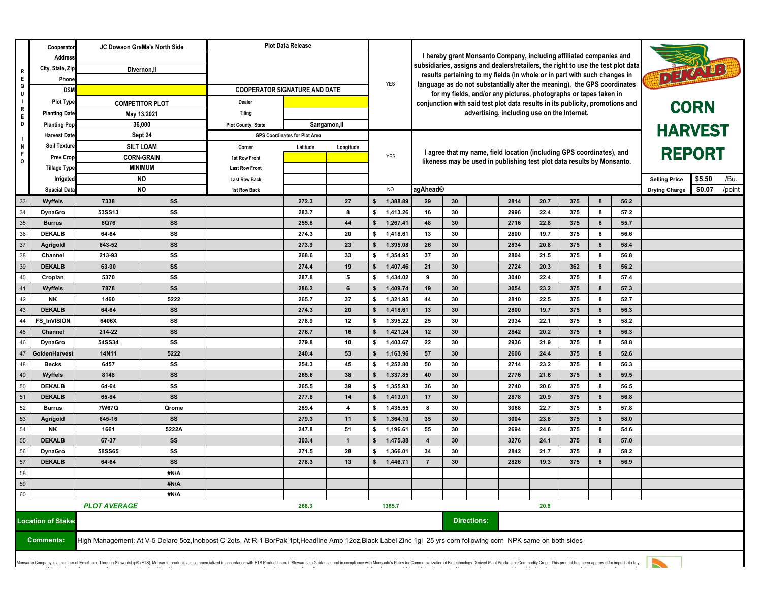# CORN HARVEST REPORT

**DEKALB**

| REQUIRED INFO | | | |
|---|---|---|---|
| Cooperator | JC Dowson GraMa's North Side | Plot Data Release | |
| Address | | | |
| City, State, Zip | Divernon,Il | | |
| Phone | | | |
| DSM | | COOPERATOR SIGNATURE AND DATE | |
| Plot Type | COMPETITOR PLOT | Dealer | |
| Planting Date | May 13,2021 | Tiling | |
| Planting Pop | 36,000 | Plot County, State | Sangamon,Il |
| Harvest Date | Sept 24 | GPS Coordinates for Plot Area | |
| Soil Texture | SILT LOAM | Corner | Latitude / Longitude |
| Prev Crop | CORN-GRAIN | 1st Row Front | |
| Tillage Type | MINIMUM | Last Row Front | |
| Irrigated | NO | Last Row Back | |
| Spacial Data | NO | 1st Row Back | |

YES — I hereby grant Monsanto Company, including affiliated companies and subsidiaries, assigns and dealers/retailers, the right to use the test plot data results pertaining to my fields (in whole or in part with such changes in language as do not substantially alter the meaning), the GPS coordinates for my fields, and/or any pictures, photographs or tapes taken in conjunction with said test plot data results in its publicity, promotions and advertising, including use on the Internet.

YES — I agree that my name, field location (including GPS coordinates), and likeness may be used in publishing test plot data results by Monsanto.

NO — agAhead®

Selling Price: $5.50 /Bu.
Drying Charge: $0.07 /point

| # | Brand | Hybrid | Trait | | Yield | Rank | Gross $ | Rank | Rows | | Plot Wt | Moisture | Length | Rows | Test Wt |
|---|---|---|---|---|---|---|---|---|---|---|---|---|---|---|---|
| 33 | Wyffels | 7338 | SS | | 272.3 | 27 | $ 1,388.89 | 29 | 30 | | 2814 | 20.7 | 375 | 8 | 56.2 |
| 34 | DynaGro | 53SS13 | SS | | 283.7 | 8 | $ 1,413.26 | 16 | 30 | | 2996 | 22.4 | 375 | 8 | 57.2 |
| 35 | Burrus | 6Q76 | SS | | 255.8 | 44 | $ 1,267.41 | 48 | 30 | | 2716 | 22.8 | 375 | 8 | 55.7 |
| 36 | DEKALB | 64-64 | SS | | 274.3 | 20 | $ 1,418.61 | 13 | 30 | | 2800 | 19.7 | 375 | 8 | 56.6 |
| 37 | Agrigold | 643-52 | SS | | 273.9 | 23 | $ 1,395.08 | 26 | 30 | | 2834 | 20.8 | 375 | 8 | 58.4 |
| 38 | Channel | 213-93 | SS | | 268.6 | 33 | $ 1,354.95 | 37 | 30 | | 2804 | 21.5 | 375 | 8 | 56.8 |
| 39 | DEKALB | 63-90 | SS | | 274.4 | 19 | $ 1,407.46 | 21 | 30 | | 2724 | 20.3 | 362 | 8 | 56.2 |
| 40 | Croplan | 5370 | SS | | 287.8 | 5 | $ 1,434.02 | 9 | 30 | | 3040 | 22.4 | 375 | 8 | 57.4 |
| 41 | Wyffels | 7878 | SS | | 286.2 | 6 | $ 1,409.74 | 19 | 30 | | 3054 | 23.2 | 375 | 8 | 57.3 |
| 42 | NK | 1460 | 5222 | | 265.7 | 37 | $ 1,321.95 | 44 | 30 | | 2810 | 22.5 | 375 | 8 | 52.7 |
| 43 | DEKALB | 64-64 | SS | | 274.3 | 20 | $ 1,418.61 | 13 | 30 | | 2800 | 19.7 | 375 | 8 | 56.3 |
| 44 | FS_InVISION | 6406X | SS | | 278.9 | 12 | $ 1,395.22 | 25 | 30 | | 2934 | 22.1 | 375 | 8 | 58.2 |
| 45 | Channel | 214-22 | SS | | 276.7 | 16 | $ 1,421.24 | 12 | 30 | | 2842 | 20.2 | 375 | 8 | 56.3 |
| 46 | DynaGro | 54SS34 | SS | | 279.8 | 10 | $ 1,403.67 | 22 | 30 | | 2936 | 21.9 | 375 | 8 | 58.8 |
| 47 | GoldenHarvest | 14N11 | 5222 | | 240.4 | 53 | $ 1,163.96 | 57 | 30 | | 2606 | 24.4 | 375 | 8 | 52.6 |
| 48 | Becks | 6457 | SS | | 254.3 | 45 | $ 1,252.80 | 50 | 30 | | 2714 | 23.2 | 375 | 8 | 56.3 |
| 49 | Wyffels | 8148 | SS | | 265.6 | 38 | $ 1,337.85 | 40 | 30 | | 2776 | 21.6 | 375 | 8 | 59.5 |
| 50 | DEKALB | 64-64 | SS | | 265.5 | 39 | $ 1,355.93 | 36 | 30 | | 2740 | 20.6 | 375 | 8 | 56.5 |
| 51 | DEKALB | 65-84 | SS | | 277.8 | 14 | $ 1,413.01 | 17 | 30 | | 2878 | 20.9 | 375 | 8 | 56.8 |
| 52 | Burrus | 7W67Q | Qrome | | 289.4 | 4 | $ 1,435.55 | 8 | 30 | | 3068 | 22.7 | 375 | 8 | 57.8 |
| 53 | Agrigold | 645-16 | SS | | 279.3 | 11 | $ 1,364.10 | 35 | 30 | | 3004 | 23.8 | 375 | 8 | 58.0 |
| 54 | NK | 1661 | 5222A | | 247.8 | 51 | $ 1,196.61 | 55 | 30 | | 2694 | 24.6 | 375 | 8 | 54.6 |
| 55 | DEKALB | 67-37 | SS | | 303.4 | 1 | $ 1,475.38 | 4 | 30 | | 3276 | 24.1 | 375 | 8 | 57.0 |
| 56 | DynaGro | 58SS65 | SS | | 271.5 | 28 | $ 1,366.01 | 34 | 30 | | 2842 | 21.7 | 375 | 8 | 58.2 |
| 57 | DEKALB | 64-64 | SS | | 278.3 | 13 | $ 1,446.71 | 7 | 30 | | 2826 | 19.3 | 375 | 8 | 56.9 |
| 58 | | | #N/A | | | | | | | | | | | | |
| 59 | | | #N/A | | | | | | | | | | | | |
| 60 | | | #N/A | | | | | | | | | | | | |
| | *PLOT AVERAGE* | | | | 268.3 | | 1365.7 | | | | | 20.8 | | | |

**Location of Stakes:**

**Directions:**

**Comments:** High Management: At V-5 Delaro 5oz,Inoboost C 2qts, At R-1 BorPak 1pt,Headline Amp 12oz,Black Label Zinc 1gl 25 yrs corn following corn NPK same on both sides

Monsanto Company is a member of Excellence Through Stewardship® (ETS). Monsanto products are commercialized in accordance with ETS Product Launch Stewardship Guidance, and in compliance with Monsanto's Policy for Commercialization of Biotechnology-Derived Plant Products in Commodity Crops. This product has been approved for import into key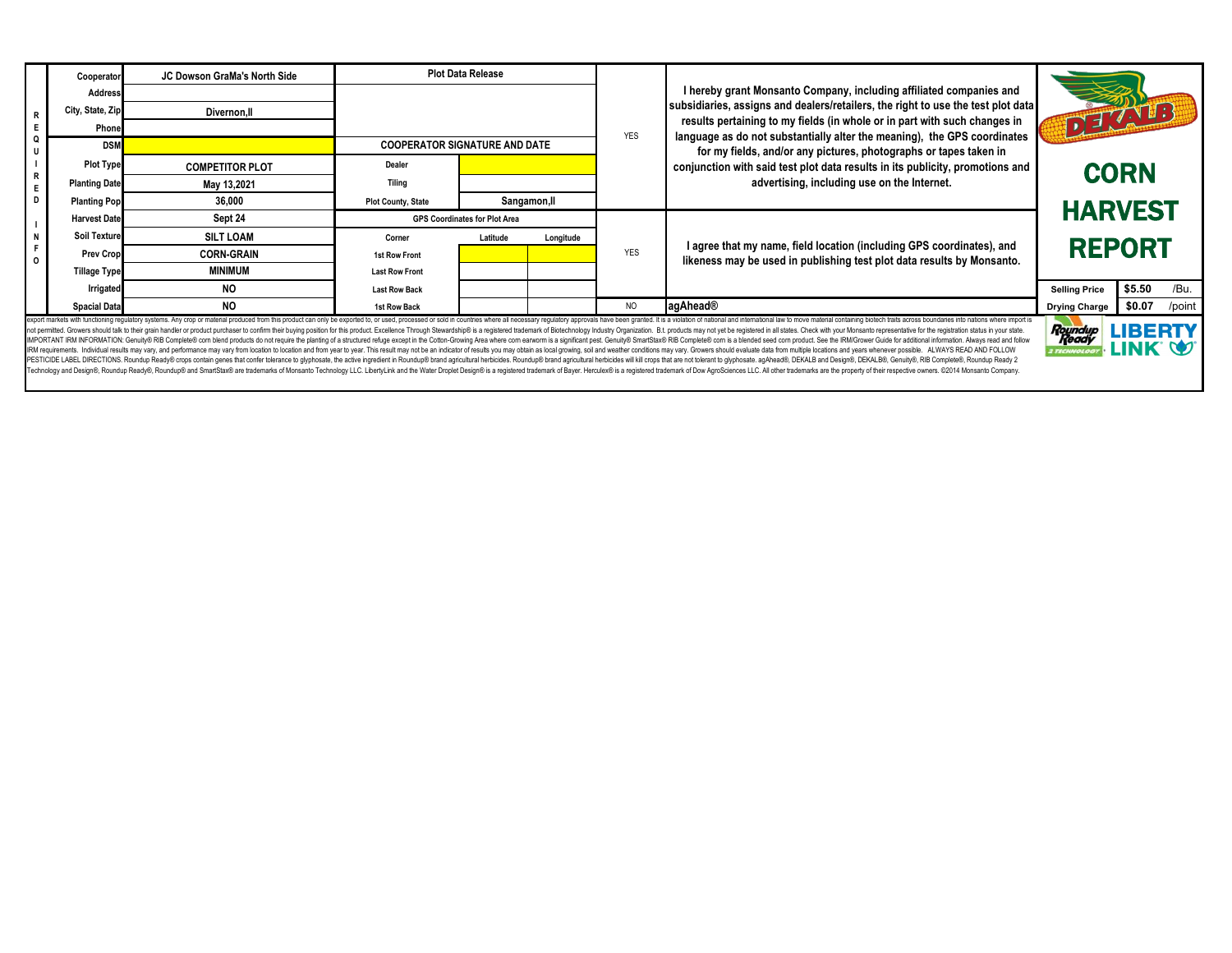| REQUIRED INFO | | | | | | | |
|---|---|---|---|---|---|---|---|
| | Cooperator | JC Dowson GraMa's North Side | Plot Data Release | | | | |
| | Address | | | | | | |
| | City, State, Zip | Divernon,Il | | | | YES | I hereby grant Monsanto Company, including affiliated companies and subsidiaries, assigns and dealers/retailers, the right to use the test plot data results pertaining to my fields (in whole or in part with such changes in language as do not substantially alter the meaning), the GPS coordinates for my fields, and/or any pictures, photographs or tapes taken in conjunction with said test plot data results in its publicity, promotions and advertising, including use on the Internet. |
| | Phone | | | | | | |
| | DSM | | COOPERATOR SIGNATURE AND DATE | | | | |
| | Plot Type | COMPETITOR PLOT | Dealer | | | | |
| | Planting Date | May 13,2021 | Tiling | | | | |
| | Planting Pop | 36,000 | Plot County, State | Sangamon,Il | | | |
| | Harvest Date | Sept 24 | GPS Coordinates for Plot Area | | | | |
| | Soil Texture | SILT LOAM | Corner | Latitude | Longitude | YES | I agree that my name, field location (including GPS coordinates), and likeness may be used in publishing test plot data results by Monsanto. |
| | Prev Crop | CORN-GRAIN | 1st Row Front | | | | |
| | Tillage Type | MINIMUM | Last Row Front | | | | |
| | Irrigated | NO | Last Row Back | | | | |
| | Spacial Data | NO | 1st Row Back | | | NO | agAhead® |

# CORN HARVEST REPORT

| | | |
|---|---|---|
| Selling Price | $5.50 | /Bu. |
| Drying Charge | $0.07 | /point |

export markets with functioning regulatory systems. Any crop or material produced from this product can only be exported to, or used, processed or sold in countries where all necessary regulatory approvals have been granted. It is a violation of national and international law to move material containing biotech traits across boundaries into nations where import is not permitted. Growers should talk to their grain handler or product purchaser to confirm their buying position for this product. Excellence Through Stewardship® is a registered trademark of Biotechnology Industry Organization. B.t. products may not yet be registered in all states. Check with your Monsanto representative for the registration status in your state. IMPORTANT IRM INFORMATION: Genuity® RIB Complete® corn blend products do not require the planting of a structured refuge except in the Cotton-Growing Area where corn earworm is a significant pest. Genuity® SmartStax® RIB Complete® corn is a blended seed corn product. See the IRM/Grower Guide for additional information. Always read and follow IRM requirements. Individual results may vary, and performance may vary from location to location and from year to year. This result may not be an indicator of results you may obtain as local growing, soil and weather conditions may vary. Growers should evaluate data from multiple locations and years whenever possible. ALWAYS READ AND FOLLOW PESTICIDE LABEL DIRECTIONS. Roundup Ready® crops contain genes that confer tolerance to glyphosate, the active ingredient in Roundup® brand agricultural herbicides. Roundup® brand agricultural herbicides will kill crops that are not tolerant to glyphosate. agAhead®, DEKALB and Design®, DEKALB®, Genuity®, RIB Complete®, Roundup Ready 2 Technology and Design®, Roundup Ready®, Roundup® and SmartStax® are trademarks of Monsanto Technology LLC. LibertyLink and the Water Droplet Design® is a registered trademark of Bayer. Herculex® is a registered trademark of Dow AgroSciences LLC. All other trademarks are the property of their respective owners. ©2014 Monsanto Company.